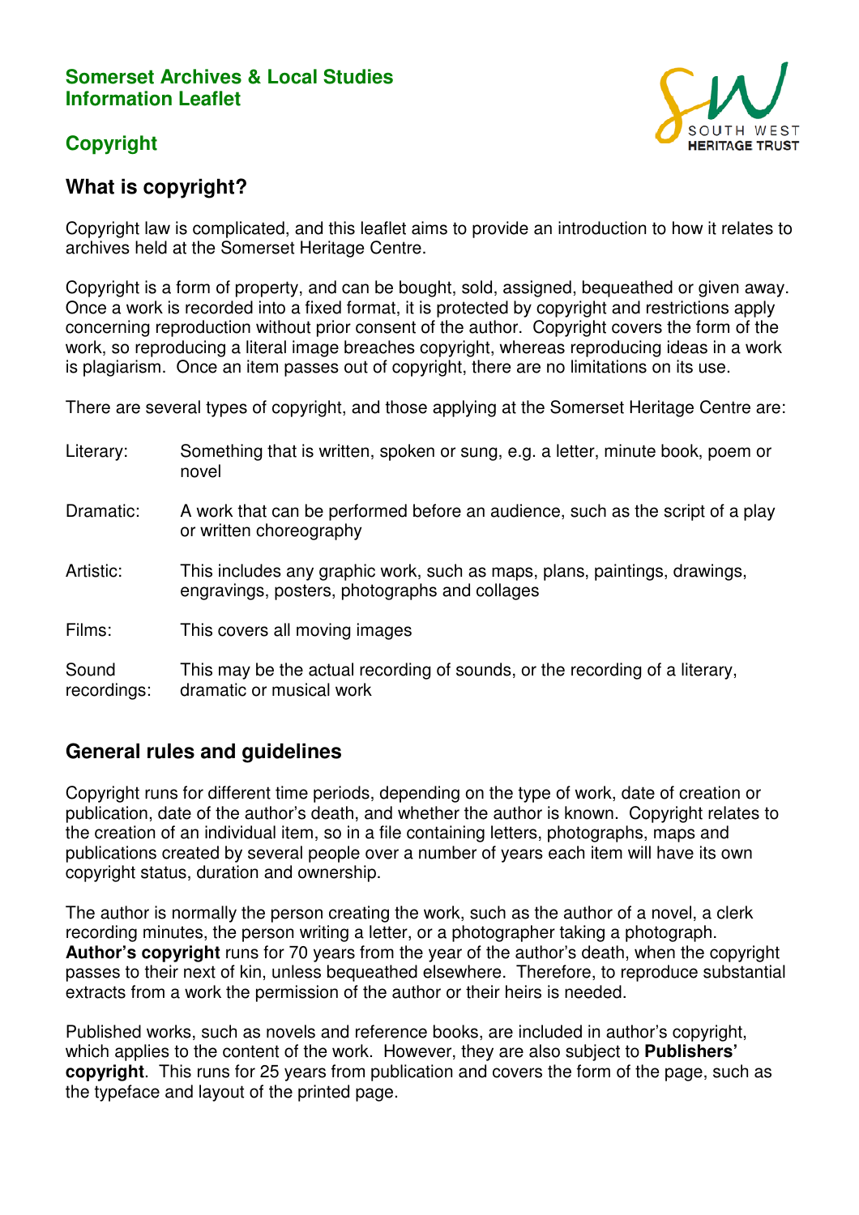**Somerset Archives & Local Studies**
**Information Leaflet**

# Copyright

## What is copyright?

Copyright law is complicated, and this leaflet aims to provide an introduction to how it relates to archives held at the Somerset Heritage Centre.

Copyright is a form of property, and can be bought, sold, assigned, bequeathed or given away. Once a work is recorded into a fixed format, it is protected by copyright and restrictions apply concerning reproduction without prior consent of the author. Copyright covers the form of the work, so reproducing a literal image breaches copyright, whereas reproducing ideas in a work is plagiarism. Once an item passes out of copyright, there are no limitations on its use.

There are several types of copyright, and those applying at the Somerset Heritage Centre are:

| | |
|---|---|
| Literary: | Something that is written, spoken or sung, e.g. a letter, minute book, poem or novel |
| Dramatic: | A work that can be performed before an audience, such as the script of a play or written choreography |
| Artistic: | This includes any graphic work, such as maps, plans, paintings, drawings, engravings, posters, photographs and collages |
| Films: | This covers all moving images |
| Sound recordings: | This may be the actual recording of sounds, or the recording of a literary, dramatic or musical work |

## General rules and guidelines

Copyright runs for different time periods, depending on the type of work, date of creation or publication, date of the author's death, and whether the author is known. Copyright relates to the creation of an individual item, so in a file containing letters, photographs, maps and publications created by several people over a number of years each item will have its own copyright status, duration and ownership.

The author is normally the person creating the work, such as the author of a novel, a clerk recording minutes, the person writing a letter, or a photographer taking a photograph. **Author's copyright** runs for 70 years from the year of the author's death, when the copyright passes to their next of kin, unless bequeathed elsewhere. Therefore, to reproduce substantial extracts from a work the permission of the author or their heirs is needed.

Published works, such as novels and reference books, are included in author's copyright, which applies to the content of the work. However, they are also subject to **Publishers' copyright**. This runs for 25 years from publication and covers the form of the page, such as the typeface and layout of the printed page.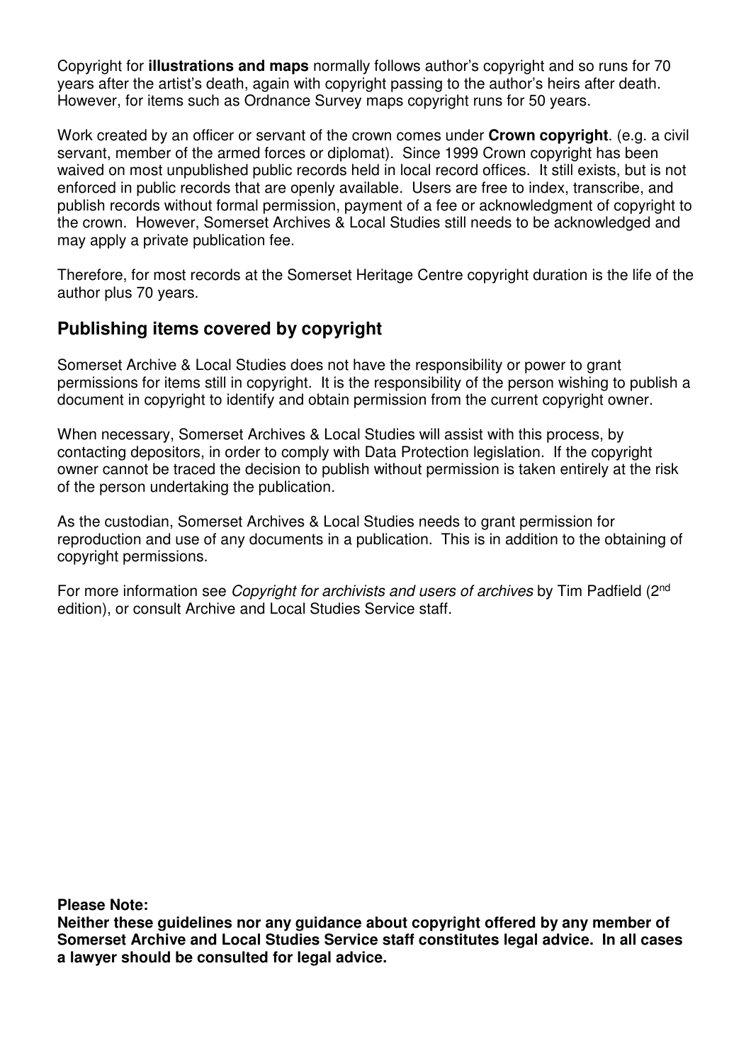Copyright for **illustrations and maps** normally follows author's copyright and so runs for 70 years after the artist's death, again with copyright passing to the author's heirs after death. However, for items such as Ordnance Survey maps copyright runs for 50 years.

Work created by an officer or servant of the crown comes under **Crown copyright**. (e.g. a civil servant, member of the armed forces or diplomat). Since 1999 Crown copyright has been waived on most unpublished public records held in local record offices. It still exists, but is not enforced in public records that are openly available. Users are free to index, transcribe, and publish records without formal permission, payment of a fee or acknowledgment of copyright to the crown. However, Somerset Archives & Local Studies still needs to be acknowledged and may apply a private publication fee.

Therefore, for most records at the Somerset Heritage Centre copyright duration is the life of the author plus 70 years.

## Publishing items covered by copyright

Somerset Archive & Local Studies does not have the responsibility or power to grant permissions for items still in copyright. It is the responsibility of the person wishing to publish a document in copyright to identify and obtain permission from the current copyright owner.

When necessary, Somerset Archives & Local Studies will assist with this process, by contacting depositors, in order to comply with Data Protection legislation. If the copyright owner cannot be traced the decision to publish without permission is taken entirely at the risk of the person undertaking the publication.

As the custodian, Somerset Archives & Local Studies needs to grant permission for reproduction and use of any documents in a publication. This is in addition to the obtaining of copyright permissions.

For more information see *Copyright for archivists and users of archives* by Tim Padfield (2nd edition), or consult Archive and Local Studies Service staff.

**Please Note:**
**Neither these guidelines nor any guidance about copyright offered by any member of Somerset Archive and Local Studies Service staff constitutes legal advice. In all cases a lawyer should be consulted for legal advice.**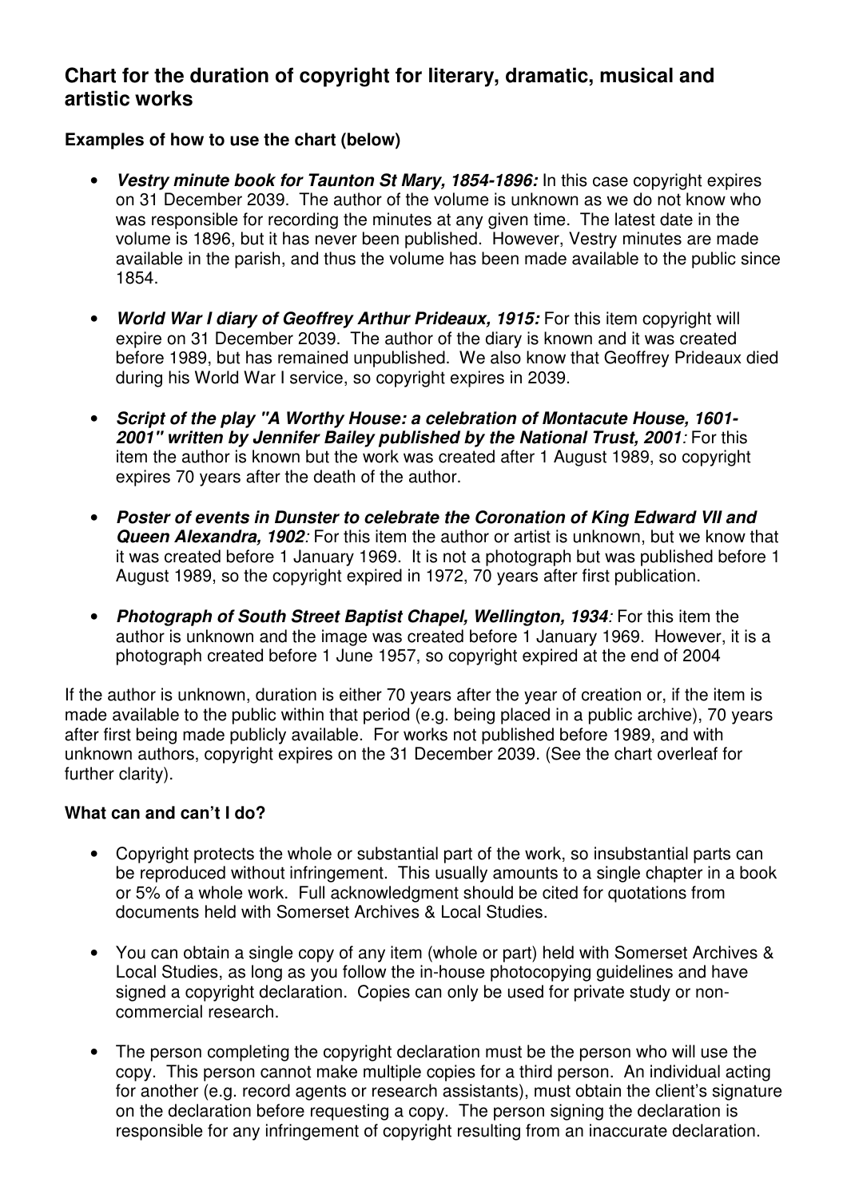## Chart for the duration of copyright for literary, dramatic, musical and artistic works

### Examples of how to use the chart (below)

- ***Vestry minute book for Taunton St Mary, 1854-1896:*** In this case copyright expires on 31 December 2039. The author of the volume is unknown as we do not know who was responsible for recording the minutes at any given time. The latest date in the volume is 1896, but it has never been published. However, Vestry minutes are made available in the parish, and thus the volume has been made available to the public since 1854.

- ***World War I diary of Geoffrey Arthur Prideaux, 1915:*** For this item copyright will expire on 31 December 2039. The author of the diary is known and it was created before 1989, but has remained unpublished. We also know that Geoffrey Prideaux died during his World War I service, so copyright expires in 2039.

- ***Script of the play "A Worthy House: a celebration of Montacute House, 1601-2001" written by Jennifer Bailey published by the National Trust, 2001****:* For this item the author is known but the work was created after 1 August 1989, so copyright expires 70 years after the death of the author.

- ***Poster of events in Dunster to celebrate the Coronation of King Edward VII and Queen Alexandra, 1902****:* For this item the author or artist is unknown, but we know that it was created before 1 January 1969. It is not a photograph but was published before 1 August 1989, so the copyright expired in 1972, 70 years after first publication.

- ***Photograph of South Street Baptist Chapel, Wellington, 1934****:* For this item the author is unknown and the image was created before 1 January 1969. However, it is a photograph created before 1 June 1957, so copyright expired at the end of 2004

If the author is unknown, duration is either 70 years after the year of creation or, if the item is made available to the public within that period (e.g. being placed in a public archive), 70 years after first being made publicly available. For works not published before 1989, and with unknown authors, copyright expires on the 31 December 2039. (See the chart overleaf for further clarity).

### What can and can't I do?

- Copyright protects the whole or substantial part of the work, so insubstantial parts can be reproduced without infringement. This usually amounts to a single chapter in a book or 5% of a whole work. Full acknowledgment should be cited for quotations from documents held with Somerset Archives & Local Studies.

- You can obtain a single copy of any item (whole or part) held with Somerset Archives & Local Studies, as long as you follow the in-house photocopying guidelines and have signed a copyright declaration. Copies can only be used for private study or non-commercial research.

- The person completing the copyright declaration must be the person who will use the copy. This person cannot make multiple copies for a third person. An individual acting for another (e.g. record agents or research assistants), must obtain the client's signature on the declaration before requesting a copy. The person signing the declaration is responsible for any infringement of copyright resulting from an inaccurate declaration.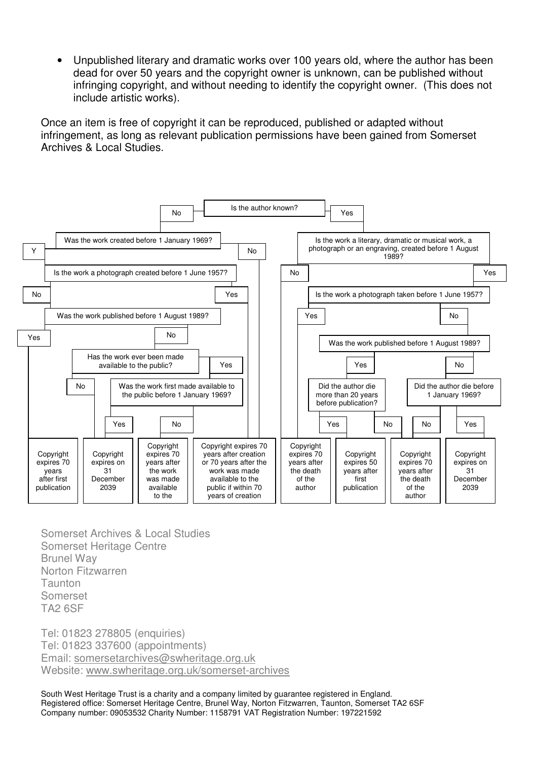- Unpublished literary and dramatic works over 100 years old, where the author has been dead for over 50 years and the copyright owner is unknown, can be published without infringing copyright, and without needing to identify the copyright owner. (This does not include artistic works).

Once an item is free of copyright it can be reproduced, published or adapted without infringement, as long as relevant publication permissions have been gained from Somerset Archives & Local Studies.

Is the author known?

No

Yes

Was the work created before 1 January 1969?

Y

No

Is the work a photograph created before 1 June 1957?

No

Yes

Was the work published before 1 August 1989?

Yes

No

Has the work ever been made available to the public?

No

Yes

Was the work first made available to the public before 1 January 1969?

Yes

No

Is the work a literary, dramatic or musical work, a photograph or an engraving, created before 1 August 1989?

No

Yes

Is the work a photograph taken before 1 June 1957?

Yes

No

Was the work published before 1 August 1989?

Yes

No

Did the author die more than 20 years before publication?

Yes

No

Did the author die before 1 January 1969?

No

Yes

Copyright expires 70 years after first publication

Copyright expires on 31 December 2039

Copyright expires 70 years after the work was made available to the

Copyright expires 70 years after creation or 70 years after the work was made available to the public if within 70 years of creation

Copyright expires 70 years after the death of the author

Copyright expires 50 years after first publication

Copyright expires 70 years after the death of the author

Copyright expires on 31 December 2039

Somerset Archives & Local Studies
Somerset Heritage Centre
Brunel Way
Norton Fitzwarren
Taunton
Somerset
TA2 6SF

Tel: 01823 278805 (enquiries)
Tel: 01823 337600 (appointments)
Email: somersetarchives@swheritage.org.uk
Website: www.swheritage.org.uk/somerset-archives

South West Heritage Trust is a charity and a company limited by guarantee registered in England.
Registered office: Somerset Heritage Centre, Brunel Way, Norton Fitzwarren, Taunton, Somerset TA2 6SF
Company number: 09053532 Charity Number: 1158791 VAT Registration Number: 197221592